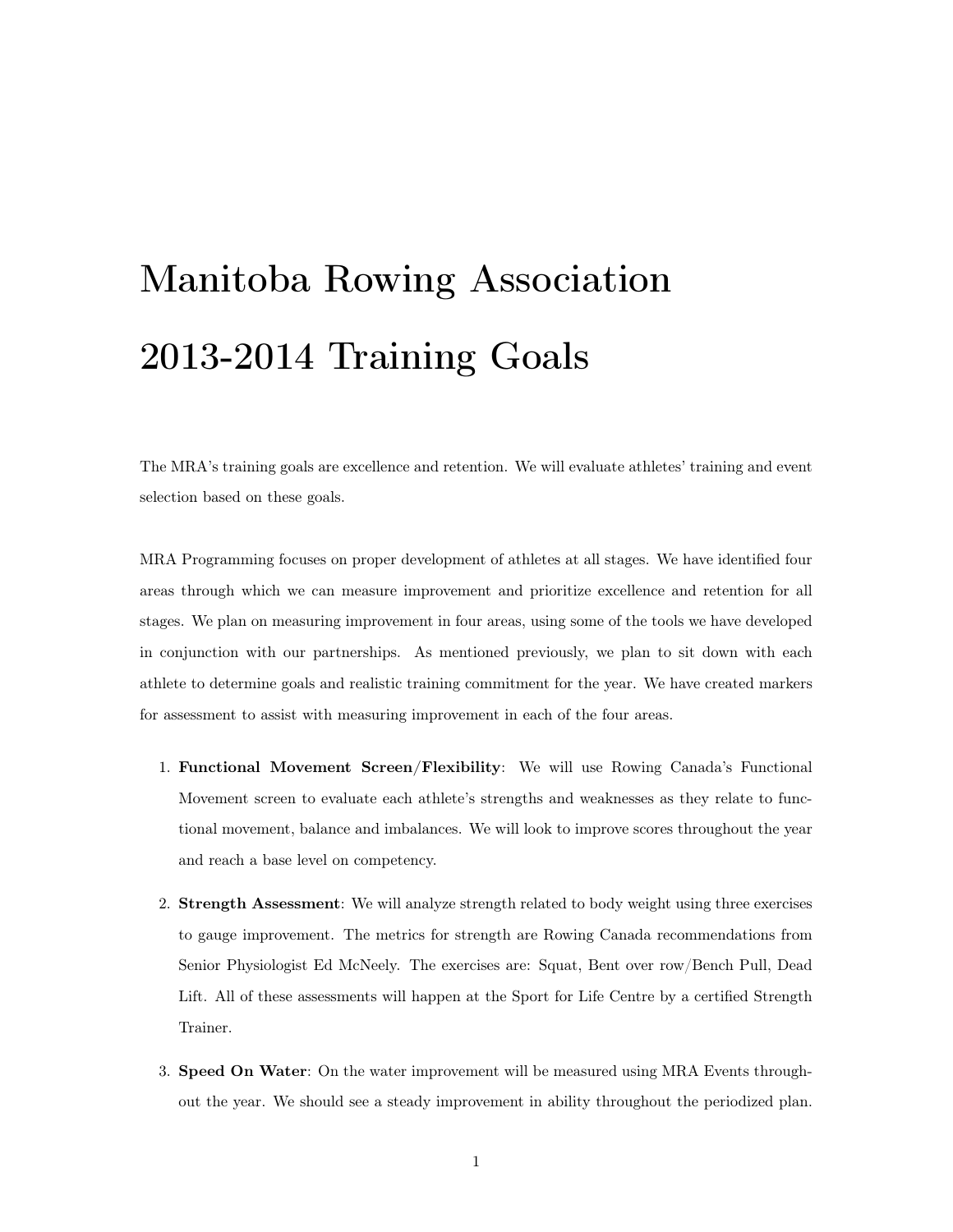# Manitoba Rowing Association

# 2013-2014 Training Goals

The MRA's training goals are excellence and retention. We will evaluate athletes' training and event selection based on these goals.

MRA Programming focuses on proper development of athletes at all stages. We have identified four areas through which we can measure improvement and prioritize excellence and retention for all stages. We plan on measuring improvement in four areas, using some of the tools we have developed in conjunction with our partnerships. As mentioned previously, we plan to sit down with each athlete to determine goals and realistic training commitment for the year. We have created markers for assessment to assist with measuring improvement in each of the four areas.

1. **Functional Movement Screen/Flexibility**: We will use Rowing Canada's Functional Movement screen to evaluate each athlete's strengths and weaknesses as they relate to functional movement, balance and imbalances. We will look to improve scores throughout the year and reach a base level on competency.

2. **Strength Assessment**: We will analyze strength related to body weight using three exercises to gauge improvement. The metrics for strength are Rowing Canada recommendations from Senior Physiologist Ed McNeely. The exercises are: Squat, Bent over row/Bench Pull, Dead Lift. All of these assessments will happen at the Sport for Life Centre by a certified Strength Trainer.

3. **Speed On Water**: On the water improvement will be measured using MRA Events throughout the year. We should see a steady improvement in ability throughout the periodized plan.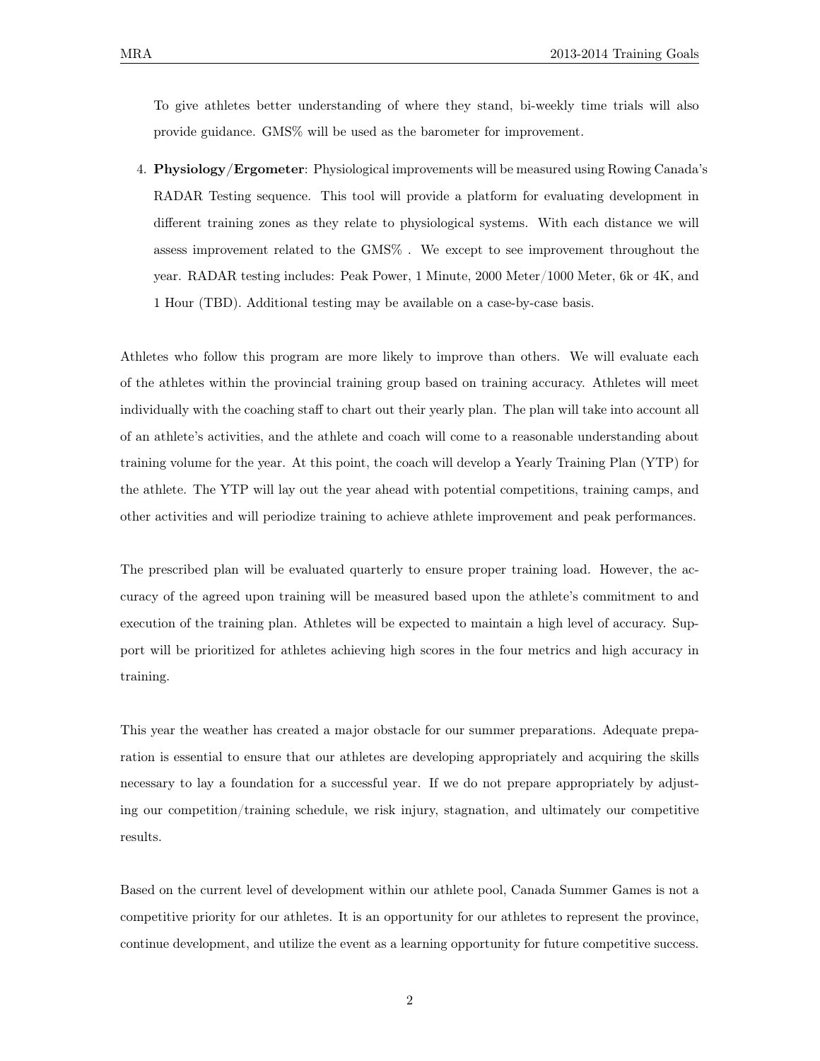To give athletes better understanding of where they stand, bi-weekly time trials will also provide guidance. GMS% will be used as the barometer for improvement.

4. **Physiology/Ergometer**: Physiological improvements will be measured using Rowing Canada's RADAR Testing sequence. This tool will provide a platform for evaluating development in different training zones as they relate to physiological systems. With each distance we will assess improvement related to the GMS% . We except to see improvement throughout the year. RADAR testing includes: Peak Power, 1 Minute, 2000 Meter/1000 Meter, 6k or 4K, and 1 Hour (TBD). Additional testing may be available on a case-by-case basis.

Athletes who follow this program are more likely to improve than others. We will evaluate each of the athletes within the provincial training group based on training accuracy. Athletes will meet individually with the coaching staff to chart out their yearly plan. The plan will take into account all of an athlete's activities, and the athlete and coach will come to a reasonable understanding about training volume for the year. At this point, the coach will develop a Yearly Training Plan (YTP) for the athlete. The YTP will lay out the year ahead with potential competitions, training camps, and other activities and will periodize training to achieve athlete improvement and peak performances.

The prescribed plan will be evaluated quarterly to ensure proper training load. However, the accuracy of the agreed upon training will be measured based upon the athlete's commitment to and execution of the training plan. Athletes will be expected to maintain a high level of accuracy. Support will be prioritized for athletes achieving high scores in the four metrics and high accuracy in training.

This year the weather has created a major obstacle for our summer preparations. Adequate preparation is essential to ensure that our athletes are developing appropriately and acquiring the skills necessary to lay a foundation for a successful year. If we do not prepare appropriately by adjusting our competition/training schedule, we risk injury, stagnation, and ultimately our competitive results.

Based on the current level of development within our athlete pool, Canada Summer Games is not a competitive priority for our athletes. It is an opportunity for our athletes to represent the province, continue development, and utilize the event as a learning opportunity for future competitive success.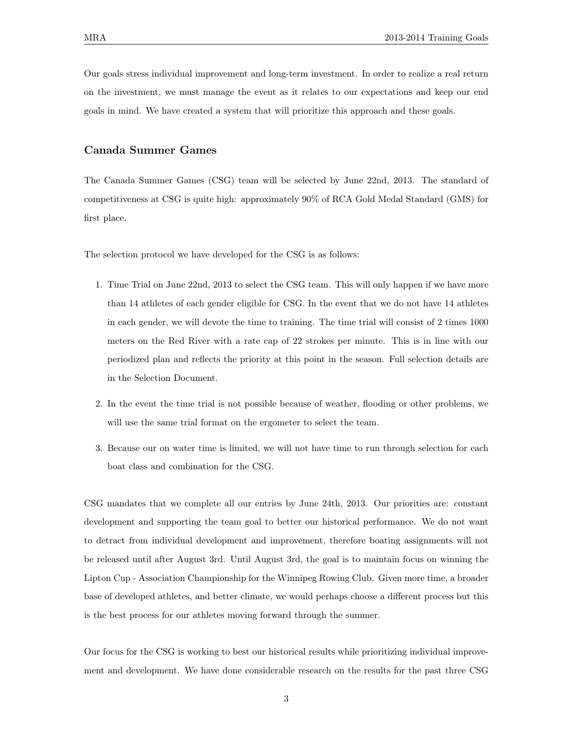Our goals stress individual improvement and long-term investment. In order to realize a real return on the investment, we must manage the event as it relates to our expectations and keep our end goals in mind. We have created a system that will prioritize this approach and these goals.

## Canada Summer Games

The Canada Summer Games (CSG) team will be selected by June 22nd, 2013. The standard of competitiveness at CSG is quite high: approximately 90% of RCA Gold Medal Standard (GMS) for first place.

The selection protocol we have developed for the CSG is as follows:

1. Time Trial on June 22nd, 2013 to select the CSG team. This will only happen if we have more than 14 athletes of each gender eligible for CSG. In the event that we do not have 14 athletes in each gender, we will devote the time to training. The time trial will consist of 2 times 1000 meters on the Red River with a rate cap of 22 strokes per minute. This is in line with our periodized plan and reflects the priority at this point in the season. Full selection details are in the Selection Document.
2. In the event the time trial is not possible because of weather, flooding or other problems, we will use the same trial format on the ergometer to select the team.
3. Because our on water time is limited, we will not have time to run through selection for each boat class and combination for the CSG.

CSG mandates that we complete all our entries by June 24th, 2013. Our priorities are: constant development and supporting the team goal to better our historical performance. We do not want to detract from individual development and improvement, therefore boating assignments will not be released until after August 3rd. Until August 3rd, the goal is to maintain focus on winning the Lipton Cup - Association Championship for the Winnipeg Rowing Club. Given more time, a broader base of developed athletes, and better climate, we would perhaps choose a different process but this is the best process for our athletes moving forward through the summer.

Our focus for the CSG is working to best our historical results while prioritizing individual improvement and development. We have done considerable research on the results for the past three CSG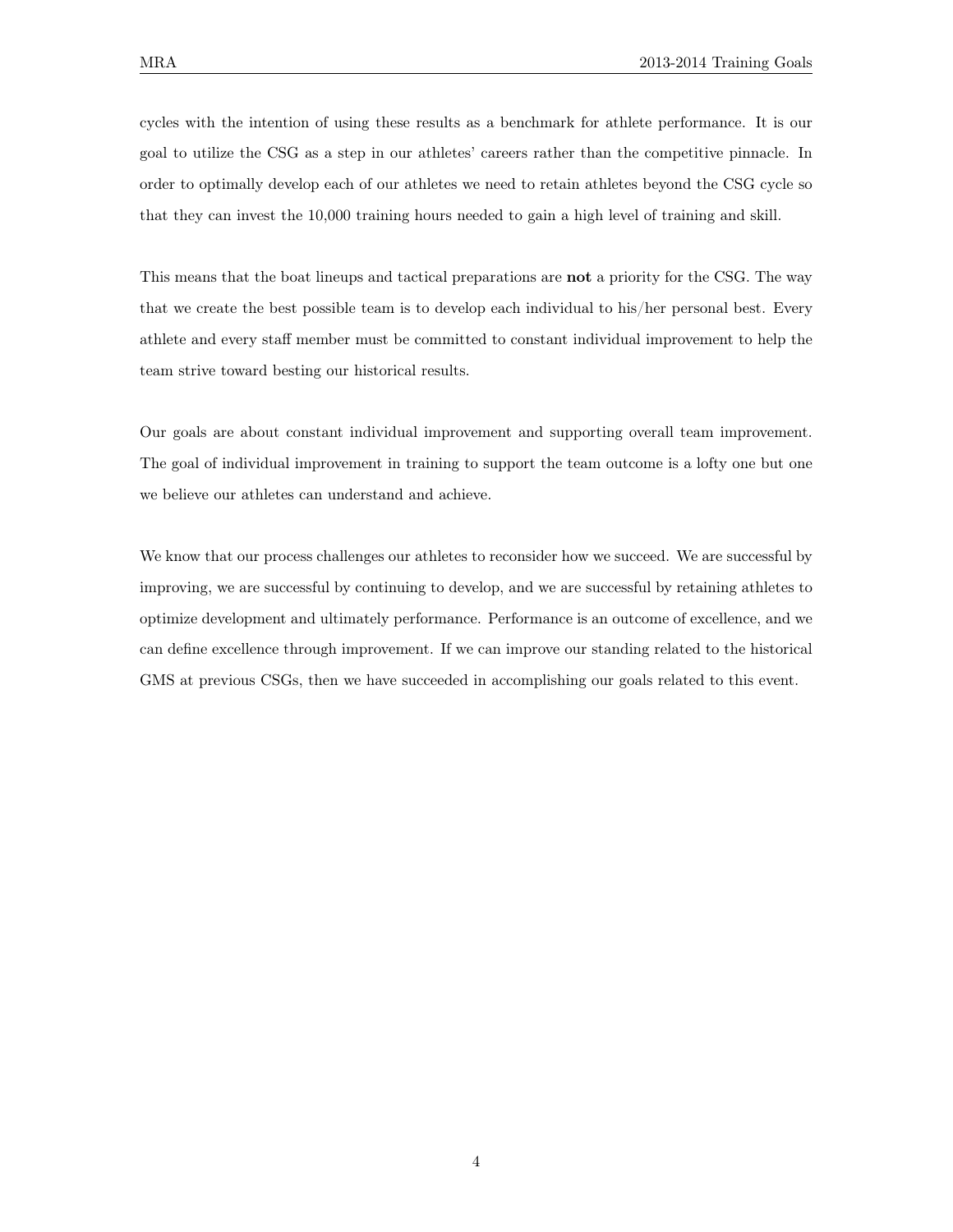cycles with the intention of using these results as a benchmark for athlete performance. It is our goal to utilize the CSG as a step in our athletes' careers rather than the competitive pinnacle. In order to optimally develop each of our athletes we need to retain athletes beyond the CSG cycle so that they can invest the 10,000 training hours needed to gain a high level of training and skill.

This means that the boat lineups and tactical preparations are **not** a priority for the CSG. The way that we create the best possible team is to develop each individual to his/her personal best. Every athlete and every staff member must be committed to constant individual improvement to help the team strive toward besting our historical results.

Our goals are about constant individual improvement and supporting overall team improvement. The goal of individual improvement in training to support the team outcome is a lofty one but one we believe our athletes can understand and achieve.

We know that our process challenges our athletes to reconsider how we succeed. We are successful by improving, we are successful by continuing to develop, and we are successful by retaining athletes to optimize development and ultimately performance. Performance is an outcome of excellence, and we can define excellence through improvement. If we can improve our standing related to the historical GMS at previous CSGs, then we have succeeded in accomplishing our goals related to this event.